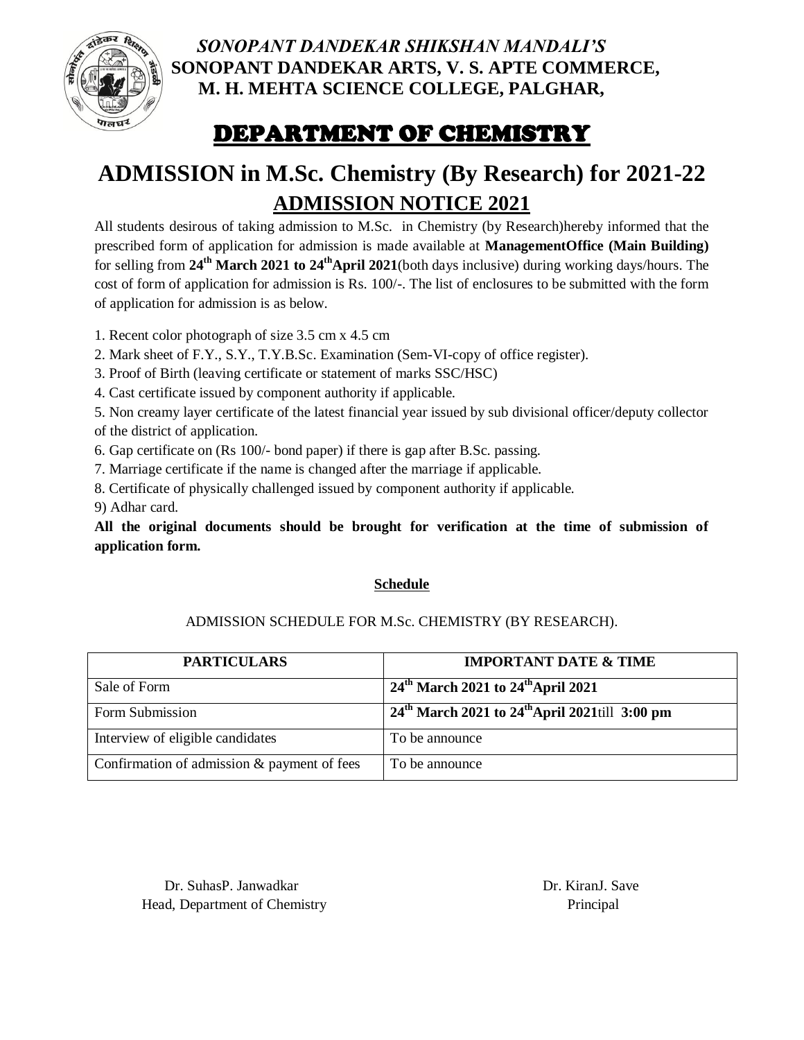*SONOPANT DANDEKAR SHIKSHAN MANDALI'S*

**SONOPANT DANDEKAR ARTS, V. S. APTE COMMERCE, M. H. MEHTA SCIENCE COLLEGE, PALGHAR,**

# DEPARTMENT OF CHEMISTRY

# ADMISSION in M.Sc. Chemistry (By Research) for 2021-22

## ADMISSION NOTICE 2021

All students desirous of taking admission to M.Sc. in Chemistry (by Research)hereby informed that the prescribed form of application for admission is made available at **ManagementOffice (Main Building)** for selling from **24th March 2021 to 24th April 2021**(both days inclusive) during working days/hours. The cost of form of application for admission is Rs. 100/-. The list of enclosures to be submitted with the form of application for admission is as below.

1. Recent color photograph of size 3.5 cm x 4.5 cm
2. Mark sheet of F.Y., S.Y., T.Y.B.Sc. Examination (Sem-VI-copy of office register).
3. Proof of Birth (leaving certificate or statement of marks SSC/HSC)
4. Cast certificate issued by component authority if applicable.
5. Non creamy layer certificate of the latest financial year issued by sub divisional officer/deputy collector of the district of application.
6. Gap certificate on (Rs 100/- bond paper) if there is gap after B.Sc. passing.
7. Marriage certificate if the name is changed after the marriage if applicable.
8. Certificate of physically challenged issued by component authority if applicable.

9) Adhar card.

**All the original documents should be brought for verification at the time of submission of application form.**

**Schedule**

ADMISSION SCHEDULE FOR M.Sc. CHEMISTRY (BY RESEARCH).

| PARTICULARS | IMPORTANT DATE & TIME |
|---|---|
| Sale of Form | **24th March 2021 to 24th April 2021** |
| Form Submission | **24th March 2021 to 24th April 2021**till **3:00 pm** |
| Interview of eligible candidates | To be announce |
| Confirmation of admission & payment of fees | To be announce |

Dr. SuhasP. Janwadkar
Head, Department of Chemistry

Dr. KiranJ. Save
Principal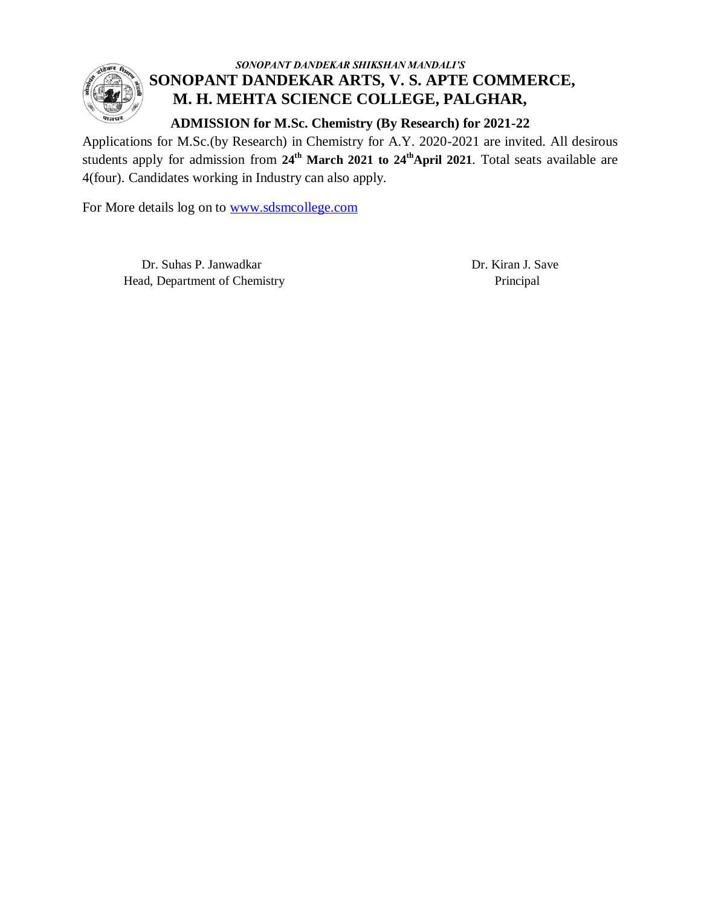*SONOPANT DANDEKAR SHIKSHAN MANDALI'S*

# SONOPANT DANDEKAR ARTS, V. S. APTE COMMERCE, M. H. MEHTA SCIENCE COLLEGE, PALGHAR,

## ADMISSION for M.Sc. Chemistry (By Research) for 2021-22

Applications for M.Sc.(by Research) in Chemistry for A.Y. 2020-2021 are invited. All desirous students apply for admission from **24th March 2021 to 24th April 2021**. Total seats available are 4(four). Candidates working in Industry can also apply.

For More details log on to [www.sdsmcollege.com](http://www.sdsmcollege.com)

Dr. Suhas P. Janwadkar
Head, Department of Chemistry

Dr. Kiran J. Save
Principal